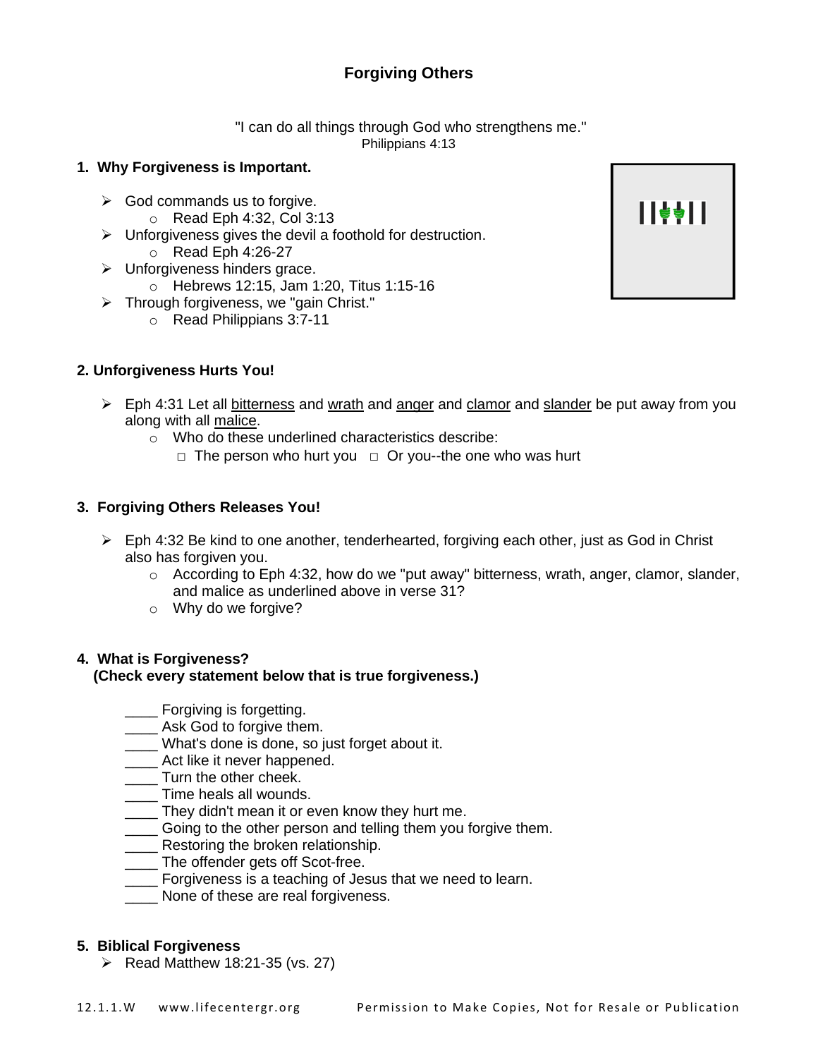# Forgiving Others

"I can do all things through God who strengthens me."
Philippians 4:13

## 1. Why Forgiveness is Important.

- God commands us to forgive.
  - Read Eph 4:32, Col 3:13
- Unforgiveness gives the devil a foothold for destruction.
  - Read Eph 4:26-27
- Unforgiveness hinders grace.
  - Hebrews 12:15, Jam 1:20, Titus 1:15-16
- Through forgiveness, we "gain Christ."
  - Read Philippians 3:7-11

## 2. Unforgiveness Hurts You!

- Eph 4:31 Let all <u>bitterness</u> and <u>wrath</u> and <u>anger</u> and <u>clamor</u> and <u>slander</u> be put away from you along with all <u>malice</u>.
  - Who do these underlined characteristics describe:
    - □ The person who hurt you □ Or you--the one who was hurt

## 3. Forgiving Others Releases You!

- Eph 4:32 Be kind to one another, tenderhearted, forgiving each other, just as God in Christ also has forgiven you.
  - According to Eph 4:32, how do we "put away" bitterness, wrath, anger, clamor, slander, and malice as underlined above in verse 31?
  - Why do we forgive?

## 4. What is Forgiveness?
**(Check every statement below that is true forgiveness.)**

____ Forgiving is forgetting.
____ Ask God to forgive them.
____ What's done is done, so just forget about it.
____ Act like it never happened.
____ Turn the other cheek.
____ Time heals all wounds.
____ They didn't mean it or even know they hurt me.
____ Going to the other person and telling them you forgive them.
____ Restoring the broken relationship.
____ The offender gets off Scot-free.
____ Forgiveness is a teaching of Jesus that we need to learn.
____ None of these are real forgiveness.

## 5. Biblical Forgiveness

- Read Matthew 18:21-35 (vs. 27)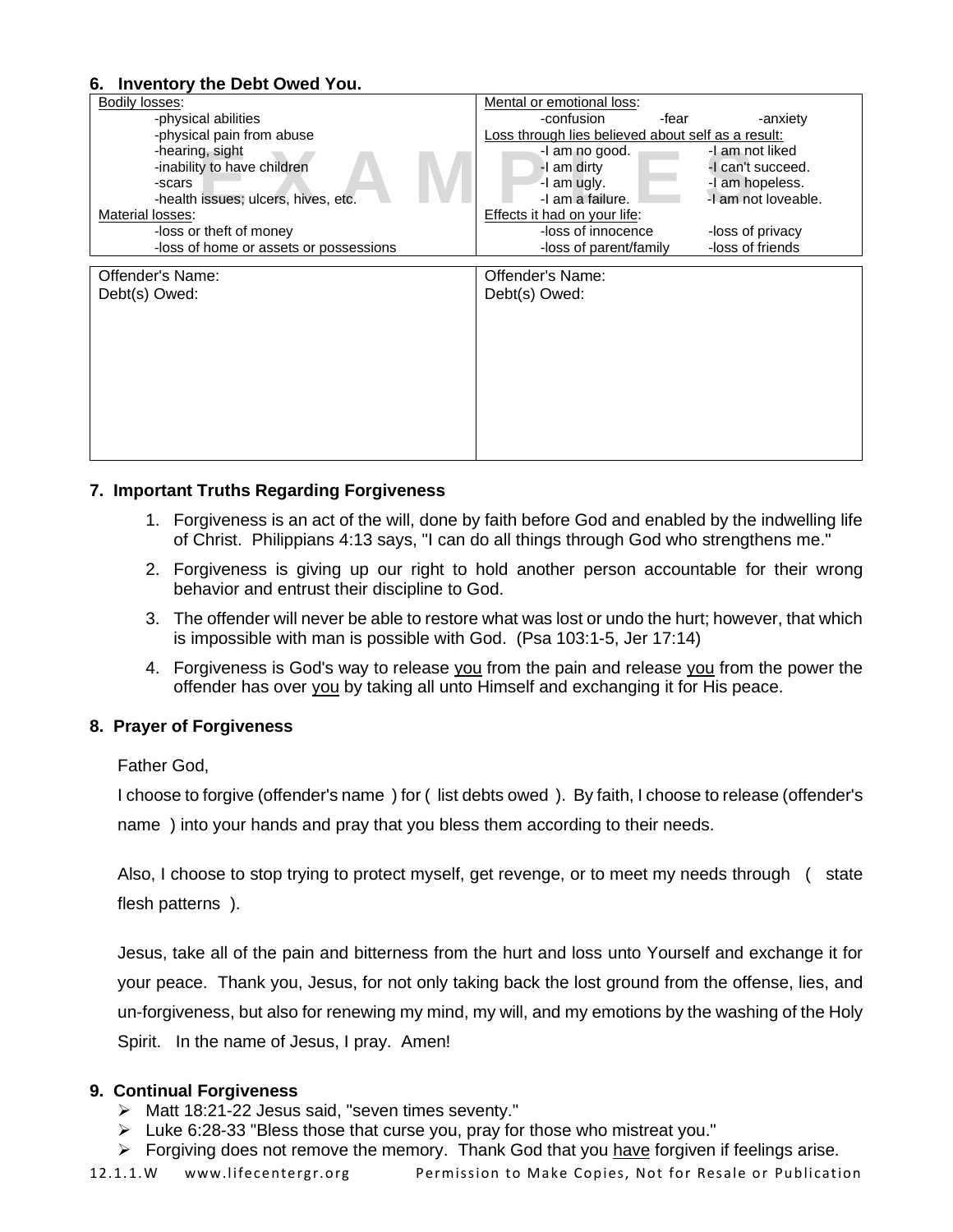**6. Inventory the Debt Owed You.**

| | |
|---|---|
| Bodily losses:<br>-physical abilities<br>-physical pain from abuse<br>-hearing, sight<br>-inability to have children<br>-scars<br>-health issues; ulcers, hives, etc.<br>Material losses:<br>-loss or theft of money<br>-loss of home or assets or possessions | Mental or emotional loss:<br>-confusion -fear -anxiety<br>Loss through lies believed about self as a result:<br>-I am no good. -I am not liked<br>-I am dirty -I can't succeed.<br>-I am ugly. -I am hopeless.<br>-I am a failure. -I am not loveable.<br>Effects it had on your life:<br>-loss of innocence -loss of privacy<br>-loss of parent/family -loss of friends |
| Offender's Name:<br>Debt(s) Owed: | Offender's Name:<br>Debt(s) Owed: |

EXAMPLES

**7. Important Truths Regarding Forgiveness**

1. Forgiveness is an act of the will, done by faith before God and enabled by the indwelling life of Christ. Philippians 4:13 says, "I can do all things through God who strengthens me."
2. Forgiveness is giving up our right to hold another person accountable for their wrong behavior and entrust their discipline to God.
3. The offender will never be able to restore what was lost or undo the hurt; however, that which is impossible with man is possible with God. (Psa 103:1-5, Jer 17:14)
4. Forgiveness is God's way to release <u>you</u> from the pain and release <u>you</u> from the power the offender has over <u>you</u> by taking all unto Himself and exchanging it for His peace.

**8. Prayer of Forgiveness**

Father God,

I choose to forgive (offender's name ) for ( list debts owed ). By faith, I choose to release (offender's name ) into your hands and pray that you bless them according to their needs.

Also, I choose to stop trying to protect myself, get revenge, or to meet my needs through ( state flesh patterns ).

Jesus, take all of the pain and bitterness from the hurt and loss unto Yourself and exchange it for your peace. Thank you, Jesus, for not only taking back the lost ground from the offense, lies, and un-forgiveness, but also for renewing my mind, my will, and my emotions by the washing of the Holy Spirit. In the name of Jesus, I pray. Amen!

**9. Continual Forgiveness**

- Matt 18:21-22 Jesus said, "seven times seventy."
- Luke 6:28-33 "Bless those that curse you, pray for those who mistreat you."
- Forgiving does not remove the memory. Thank God that you <u>have</u> forgiven if feelings arise.

12.1.1.W www.lifecentergr.org Permission to Make Copies, Not for Resale or Publication